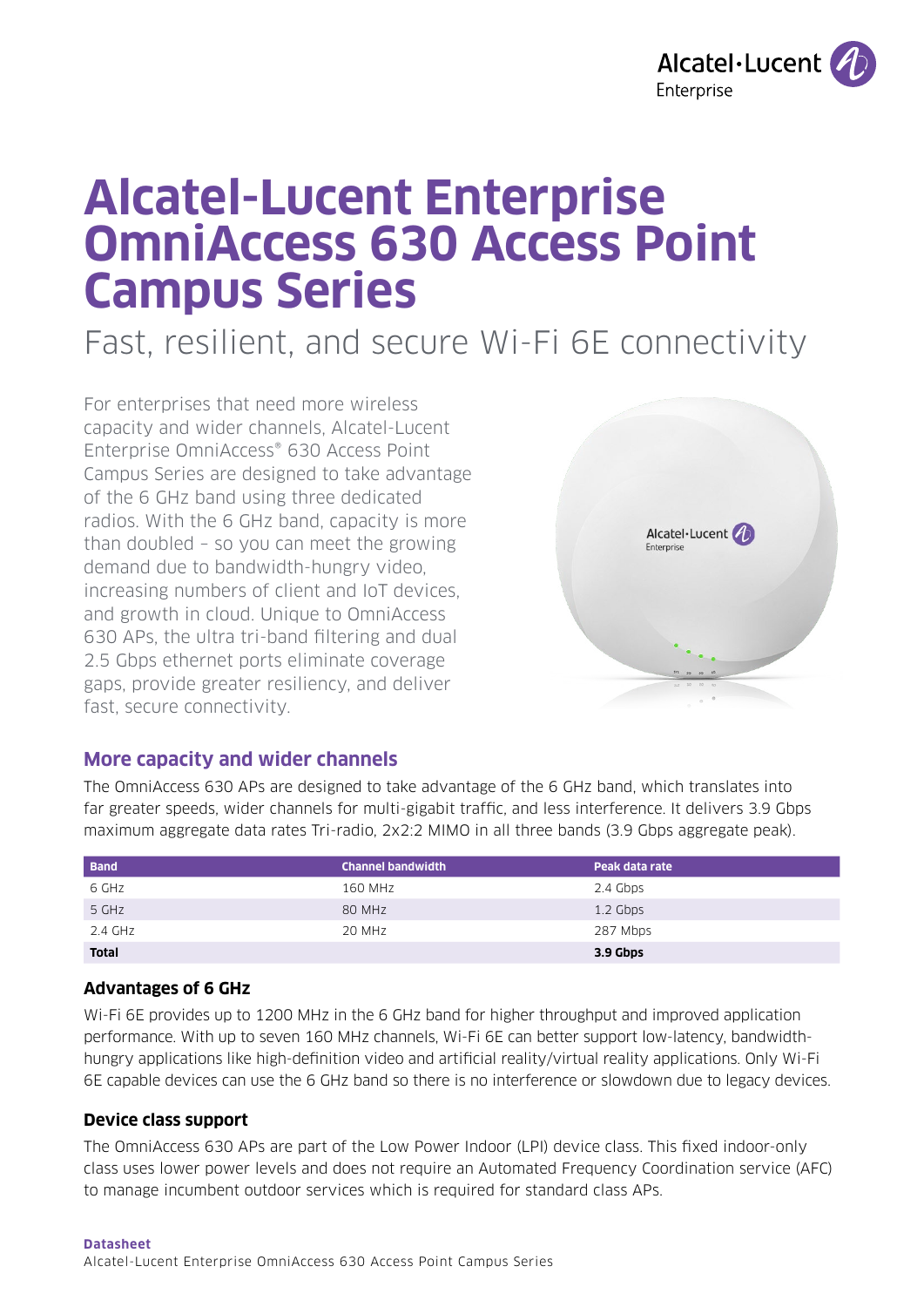# Alcatel-Lucent Enterprise OmniAccess 630 Access Point Campus Series

Fast, resilient, and secure Wi-Fi 6E connectivity

For enterprises that need more wireless capacity and wider channels, Alcatel-Lucent Enterprise OmniAccess® 630 Access Point Campus Series are designed to take advantage of the 6 GHz band using three dedicated radios. With the 6 GHz band, capacity is more than doubled – so you can meet the growing demand due to bandwidth-hungry video, increasing numbers of client and IoT devices, and growth in cloud. Unique to OmniAccess 630 APs, the ultra tri-band filtering and dual 2.5 Gbps ethernet ports eliminate coverage gaps, provide greater resiliency, and deliver fast, secure connectivity.

## More capacity and wider channels

The OmniAccess 630 APs are designed to take advantage of the 6 GHz band, which translates into far greater speeds, wider channels for multi-gigabit traffic, and less interference. It delivers 3.9 Gbps maximum aggregate data rates Tri-radio, 2x2:2 MIMO in all three bands (3.9 Gbps aggregate peak).

| Band | Channel bandwidth | Peak data rate |
|---|---|---|
| 6 GHz | 160 MHz | 2.4 Gbps |
| 5 GHz | 80 MHz | 1.2 Gbps |
| 2.4 GHz | 20 MHz | 287 Mbps |
| **Total** | | **3.9 Gbps** |

### Advantages of 6 GHz

Wi-Fi 6E provides up to 1200 MHz in the 6 GHz band for higher throughput and improved application performance. With up to seven 160 MHz channels, Wi-Fi 6E can better support low-latency, bandwidth-hungry applications like high-definition video and artificial reality/virtual reality applications. Only Wi-Fi 6E capable devices can use the 6 GHz band so there is no interference or slowdown due to legacy devices.

### Device class support

The OmniAccess 630 APs are part of the Low Power Indoor (LPI) device class. This fixed indoor-only class uses lower power levels and does not require an Automated Frequency Coordination service (AFC) to manage incumbent outdoor services which is required for standard class APs.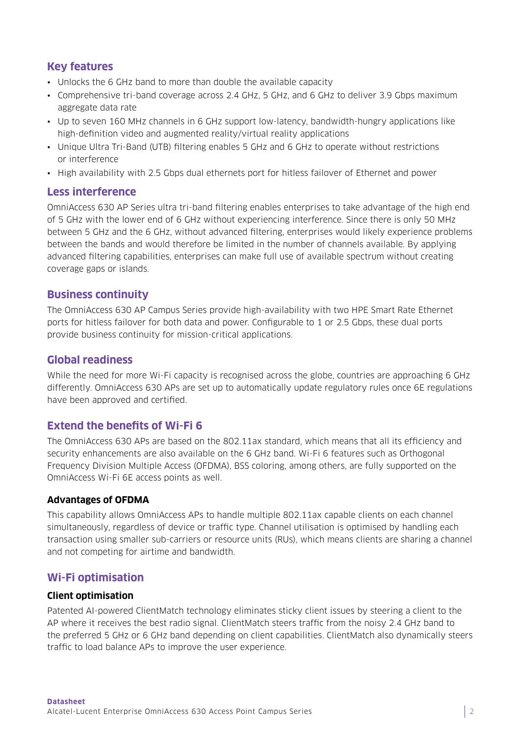## Key features

- Unlocks the 6 GHz band to more than double the available capacity
- Comprehensive tri-band coverage across 2.4 GHz, 5 GHz, and 6 GHz to deliver 3.9 Gbps maximum aggregate data rate
- Up to seven 160 MHz channels in 6 GHz support low-latency, bandwidth-hungry applications like high-definition video and augmented reality/virtual reality applications
- Unique Ultra Tri-Band (UTB) filtering enables 5 GHz and 6 GHz to operate without restrictions or interference
- High availability with 2.5 Gbps dual ethernets port for hitless failover of Ethernet and power

## Less interference

OmniAccess 630 AP Series ultra tri-band filtering enables enterprises to take advantage of the high end of 5 GHz with the lower end of 6 GHz without experiencing interference. Since there is only 50 MHz between 5 GHz and the 6 GHz, without advanced filtering, enterprises would likely experience problems between the bands and would therefore be limited in the number of channels available. By applying advanced filtering capabilities, enterprises can make full use of available spectrum without creating coverage gaps or islands.

## Business continuity

The OmniAccess 630 AP Campus Series provide high-availability with two HPE Smart Rate Ethernet ports for hitless failover for both data and power. Configurable to 1 or 2.5 Gbps, these dual ports provide business continuity for mission-critical applications.

## Global readiness

While the need for more Wi-Fi capacity is recognised across the globe, countries are approaching 6 GHz differently. OmniAccess 630 APs are set up to automatically update regulatory rules once 6E regulations have been approved and certified.

## Extend the benefits of Wi-Fi 6

The OmniAccess 630 APs are based on the 802.11ax standard, which means that all its efficiency and security enhancements are also available on the 6 GHz band. Wi-Fi 6 features such as Orthogonal Frequency Division Multiple Access (OFDMA), BSS coloring, among others, are fully supported on the OmniAccess Wi-Fi 6E access points as well.

### Advantages of OFDMA

This capability allows OmniAccess APs to handle multiple 802.11ax capable clients on each channel simultaneously, regardless of device or traffic type. Channel utilisation is optimised by handling each transaction using smaller sub-carriers or resource units (RUs), which means clients are sharing a channel and not competing for airtime and bandwidth.

## Wi-Fi optimisation

### Client optimisation

Patented AI-powered ClientMatch technology eliminates sticky client issues by steering a client to the AP where it receives the best radio signal. ClientMatch steers traffic from the noisy 2.4 GHz band to the preferred 5 GHz or 6 GHz band depending on client capabilities. ClientMatch also dynamically steers traffic to load balance APs to improve the user experience.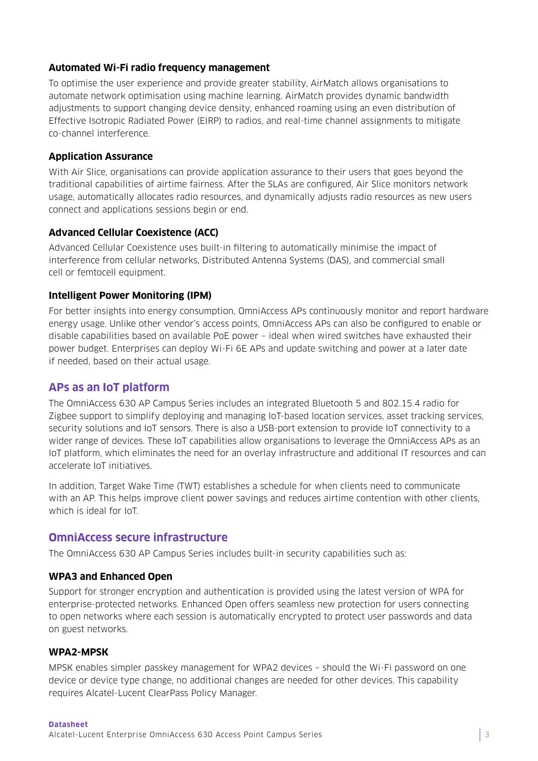### Automated Wi-Fi radio frequency management

To optimise the user experience and provide greater stability, AirMatch allows organisations to automate network optimisation using machine learning. AirMatch provides dynamic bandwidth adjustments to support changing device density, enhanced roaming using an even distribution of Effective Isotropic Radiated Power (EIRP) to radios, and real-time channel assignments to mitigate co-channel interference.

### Application Assurance

With Air Slice, organisations can provide application assurance to their users that goes beyond the traditional capabilities of airtime fairness. After the SLAs are configured, Air Slice monitors network usage, automatically allocates radio resources, and dynamically adjusts radio resources as new users connect and applications sessions begin or end.

### Advanced Cellular Coexistence (ACC)

Advanced Cellular Coexistence uses built-in filtering to automatically minimise the impact of interference from cellular networks, Distributed Antenna Systems (DAS), and commercial small cell or femtocell equipment.

### Intelligent Power Monitoring (IPM)

For better insights into energy consumption, OmniAccess APs continuously monitor and report hardware energy usage. Unlike other vendor's access points, OmniAccess APs can also be configured to enable or disable capabilities based on available PoE power – ideal when wired switches have exhausted their power budget. Enterprises can deploy Wi-Fi 6E APs and update switching and power at a later date if needed, based on their actual usage.

## APs as an IoT platform

The OmniAccess 630 AP Campus Series includes an integrated Bluetooth 5 and 802.15.4 radio for Zigbee support to simplify deploying and managing IoT-based location services, asset tracking services, security solutions and IoT sensors. There is also a USB-port extension to provide IoT connectivity to a wider range of devices. These IoT capabilities allow organisations to leverage the OmniAccess APs as an IoT platform, which eliminates the need for an overlay infrastructure and additional IT resources and can accelerate IoT initiatives.

In addition, Target Wake Time (TWT) establishes a schedule for when clients need to communicate with an AP. This helps improve client power savings and reduces airtime contention with other clients, which is ideal for IoT.

## OmniAccess secure infrastructure

The OmniAccess 630 AP Campus Series includes built-in security capabilities such as:

### WPA3 and Enhanced Open

Support for stronger encryption and authentication is provided using the latest version of WPA for enterprise-protected networks. Enhanced Open offers seamless new protection for users connecting to open networks where each session is automatically encrypted to protect user passwords and data on guest networks.

### WPA2-MPSK

MPSK enables simpler passkey management for WPA2 devices – should the Wi-Fi password on one device or device type change, no additional changes are needed for other devices. This capability requires Alcatel-Lucent ClearPass Policy Manager.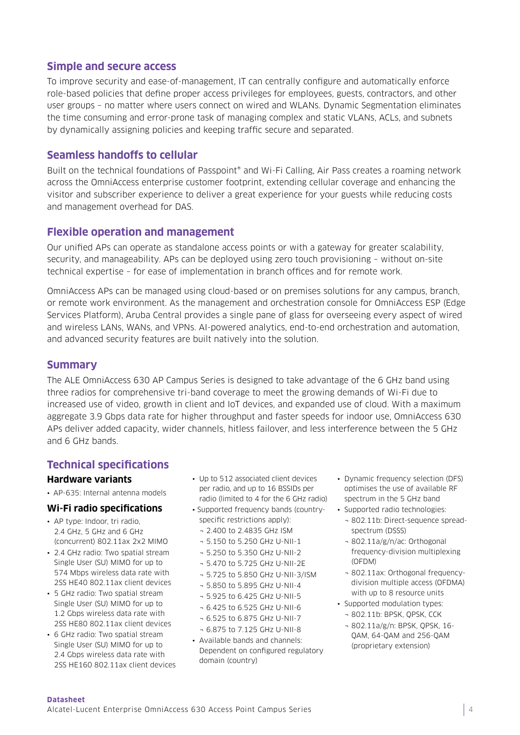## Simple and secure access

To improve security and ease-of-management, IT can centrally configure and automatically enforce role-based policies that define proper access privileges for employees, guests, contractors, and other user groups – no matter where users connect on wired and WLANs. Dynamic Segmentation eliminates the time consuming and error-prone task of managing complex and static VLANs, ACLs, and subnets by dynamically assigning policies and keeping traffic secure and separated.

## Seamless handoffs to cellular

Built on the technical foundations of Passpoint® and Wi-Fi Calling, Air Pass creates a roaming network across the OmniAccess enterprise customer footprint, extending cellular coverage and enhancing the visitor and subscriber experience to deliver a great experience for your guests while reducing costs and management overhead for DAS.

## Flexible operation and management

Our unified APs can operate as standalone access points or with a gateway for greater scalability, security, and manageability. APs can be deployed using zero touch provisioning – without on-site technical expertise – for ease of implementation in branch offices and for remote work.

OmniAccess APs can be managed using cloud-based or on premises solutions for any campus, branch, or remote work environment. As the management and orchestration console for OmniAccess ESP (Edge Services Platform), Aruba Central provides a single pane of glass for overseeing every aspect of wired and wireless LANs, WANs, and VPNs. AI-powered analytics, end-to-end orchestration and automation, and advanced security features are built natively into the solution.

## Summary

The ALE OmniAccess 630 AP Campus Series is designed to take advantage of the 6 GHz band using three radios for comprehensive tri-band coverage to meet the growing demands of Wi-Fi due to increased use of video, growth in client and IoT devices, and expanded use of cloud. With a maximum aggregate 3.9 Gbps data rate for higher throughput and faster speeds for indoor use, OmniAccess 630 APs deliver added capacity, wider channels, hitless failover, and less interference between the 5 GHz and 6 GHz bands.

## Technical specifications

### Hardware variants

- AP-635: Internal antenna models

### Wi-Fi radio specifications

- AP type: Indoor, tri radio, 2.4 GHz, 5 GHz and 6 GHz (concurrent) 802.11ax 2x2 MIMO
- 2.4 GHz radio: Two spatial stream Single User (SU) MIMO for up to 574 Mbps wireless data rate with 2SS HE40 802.11ax client devices
- 5 GHz radio: Two spatial stream Single User (SU) MIMO for up to 1.2 Gbps wireless data rate with 2SS HE80 802.11ax client devices
- 6 GHz radio: Two spatial stream Single User (SU) MIMO for up to 2.4 Gbps wireless data rate with 2SS HE160 802.11ax client devices
- Up to 512 associated client devices per radio, and up to 16 BSSIDs per radio (limited to 4 for the 6 GHz radio)
- Supported frequency bands (country-specific restrictions apply):
  - 2.400 to 2.4835 GHz ISM
  - 5.150 to 5.250 GHz U-NII-1
  - 5.250 to 5.350 GHz U-NII-2
  - 5.470 to 5.725 GHz U-NII-2E
  - 5.725 to 5.850 GHz U-NII-3/ISM
  - 5.850 to 5.895 GHz U-NII-4
  - 5.925 to 6.425 GHz U-NII-5
  - 6.425 to 6.525 GHz U-NII-6
  - 6.525 to 6.875 GHz U-NII-7
  - 6.875 to 7.125 GHz U-NII-8
- Available bands and channels: Dependent on configured regulatory domain (country)
- Dynamic frequency selection (DFS) optimises the use of available RF spectrum in the 5 GHz band
- Supported radio technologies:
  - 802.11b: Direct-sequence spread-spectrum (DSSS)
  - 802.11a/g/n/ac: Orthogonal frequency-division multiplexing (OFDM)
  - 802.11ax: Orthogonal frequency-division multiple access (OFDMA) with up to 8 resource units
- Supported modulation types:
  - 802.11b: BPSK, QPSK, CCK
  - 802.11a/g/n: BPSK, QPSK, 16-QAM, 64-QAM and 256-QAM (proprietary extension)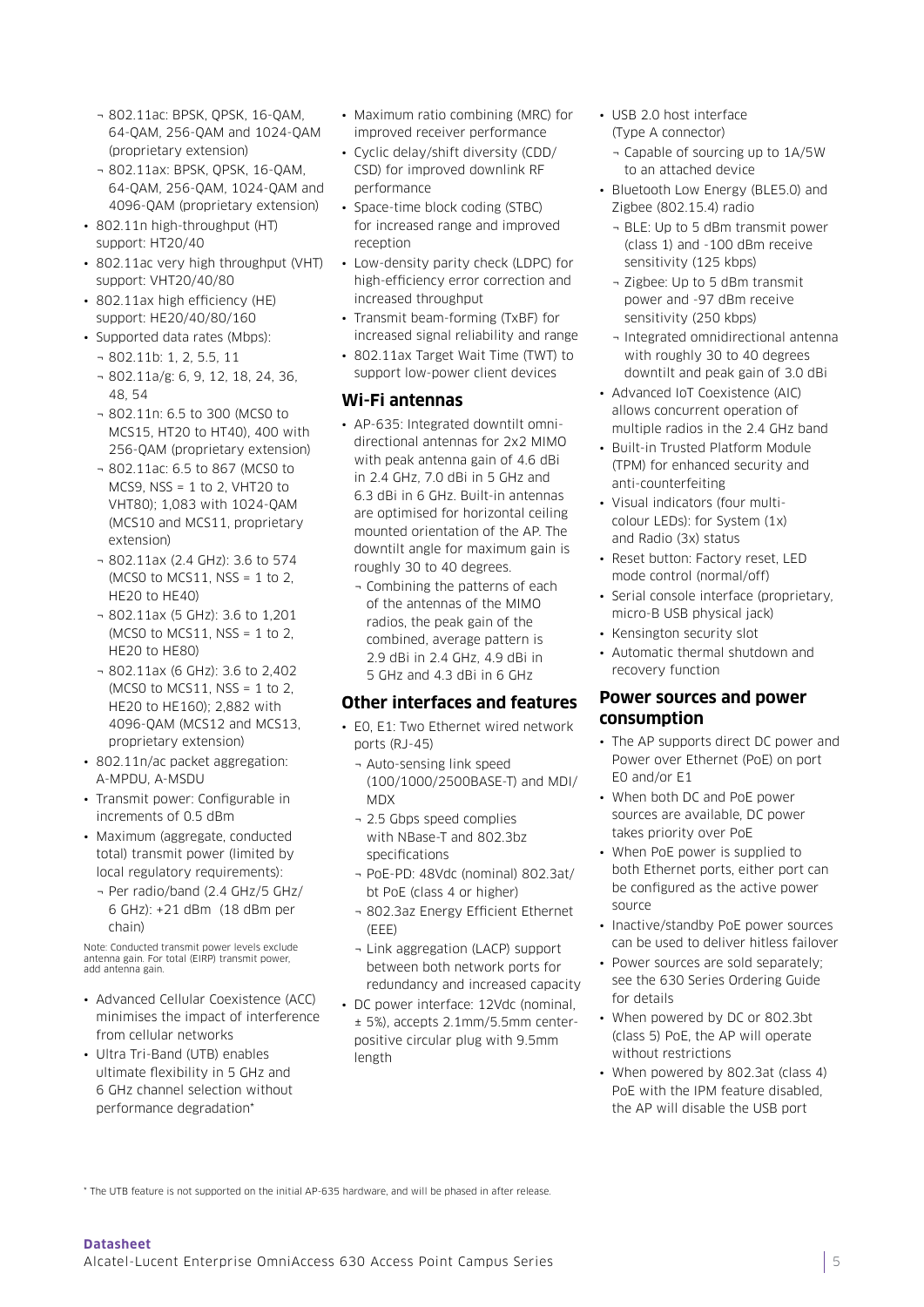- 802.11ac: BPSK, QPSK, 16-QAM, 64-QAM, 256-QAM and 1024-QAM (proprietary extension)
  - 802.11ax: BPSK, QPSK, 16-QAM, 64-QAM, 256-QAM, 1024-QAM and 4096-QAM (proprietary extension)
- 802.11n high-throughput (HT) support: HT20/40
- 802.11ac very high throughput (VHT) support: VHT20/40/80
- 802.11ax high efficiency (HE) support: HE20/40/80/160
- Supported data rates (Mbps):
  - 802.11b: 1, 2, 5.5, 11
  - 802.11a/g: 6, 9, 12, 18, 24, 36, 48, 54
  - 802.11n: 6.5 to 300 (MCS0 to MCS15, HT20 to HT40), 400 with 256-QAM (proprietary extension)
  - 802.11ac: 6.5 to 867 (MCS0 to MCS9, NSS = 1 to 2, VHT20 to VHT80); 1,083 with 1024-QAM (MCS10 and MCS11, proprietary extension)
  - 802.11ax (2.4 GHz): 3.6 to 574 (MCS0 to MCS11, NSS = 1 to 2, HE20 to HE40)
  - 802.11ax (5 GHz): 3.6 to 1,201 (MCS0 to MCS11, NSS = 1 to 2, HE20 to HE80)
  - 802.11ax (6 GHz): 3.6 to 2,402 (MCS0 to MCS11, NSS = 1 to 2, HE20 to HE160); 2,882 with 4096-QAM (MCS12 and MCS13, proprietary extension)
- 802.11n/ac packet aggregation: A-MPDU, A-MSDU
- Transmit power: Configurable in increments of 0.5 dBm
- Maximum (aggregate, conducted total) transmit power (limited by local regulatory requirements):
  - Per radio/band (2.4 GHz/5 GHz/6 GHz): +21 dBm (18 dBm per chain)

Note: Conducted transmit power levels exclude antenna gain. For total (EIRP) transmit power, add antenna gain.

- Advanced Cellular Coexistence (ACC) minimises the impact of interference from cellular networks
- Ultra Tri-Band (UTB) enables ultimate flexibility in 5 GHz and 6 GHz channel selection without performance degradation*
- Maximum ratio combining (MRC) for improved receiver performance
- Cyclic delay/shift diversity (CDD/CSD) for improved downlink RF performance
- Space-time block coding (STBC) for increased range and improved reception
- Low-density parity check (LDPC) for high-efficiency error correction and increased throughput
- Transmit beam-forming (TxBF) for increased signal reliability and range
- 802.11ax Target Wait Time (TWT) to support low-power client devices

## Wi-Fi antennas

- AP-635: Integrated downtilt omni-directional antennas for 2x2 MIMO with peak antenna gain of 4.6 dBi in 2.4 GHz, 7.0 dBi in 5 GHz and 6.3 dBi in 6 GHz. Built-in antennas are optimised for horizontal ceiling mounted orientation of the AP. The downtilt angle for maximum gain is roughly 30 to 40 degrees.
  - Combining the patterns of each of the antennas of the MIMO radios, the peak gain of the combined, average pattern is 2.9 dBi in 2.4 GHz, 4.9 dBi in 5 GHz and 4.3 dBi in 6 GHz

## Other interfaces and features

- E0, E1: Two Ethernet wired network ports (RJ-45)
  - Auto-sensing link speed (100/1000/2500BASE-T) and MDI/MDX
  - 2.5 Gbps speed complies with NBase-T and 802.3bz specifications
  - PoE-PD: 48Vdc (nominal) 802.3at/bt PoE (class 4 or higher)
  - 802.3az Energy Efficient Ethernet (EEE)
  - Link aggregation (LACP) support between both network ports for redundancy and increased capacity
- DC power interface: 12Vdc (nominal, ± 5%), accepts 2.1mm/5.5mm center-positive circular plug with 9.5mm length
- USB 2.0 host interface (Type A connector)
  - Capable of sourcing up to 1A/5W to an attached device
- Bluetooth Low Energy (BLE5.0) and Zigbee (802.15.4) radio
  - BLE: Up to 5 dBm transmit power (class 1) and -100 dBm receive sensitivity (125 kbps)
  - Zigbee: Up to 5 dBm transmit power and -97 dBm receive sensitivity (250 kbps)
  - Integrated omnidirectional antenna with roughly 30 to 40 degrees downtilt and peak gain of 3.0 dBi
- Advanced IoT Coexistence (AIC) allows concurrent operation of multiple radios in the 2.4 GHz band
- Built-in Trusted Platform Module (TPM) for enhanced security and anti-counterfeiting
- Visual indicators (four multi-colour LEDs): for System (1x) and Radio (3x) status
- Reset button: Factory reset, LED mode control (normal/off)
- Serial console interface (proprietary, micro-B USB physical jack)
- Kensington security slot
- Automatic thermal shutdown and recovery function

## Power sources and power consumption

- The AP supports direct DC power and Power over Ethernet (PoE) on port E0 and/or E1
- When both DC and PoE power sources are available, DC power takes priority over PoE
- When PoE power is supplied to both Ethernet ports, either port can be configured as the active power source
- Inactive/standby PoE power sources can be used to deliver hitless failover
- Power sources are sold separately; see the 630 Series Ordering Guide for details
- When powered by DC or 802.3bt (class 5) PoE, the AP will operate without restrictions
- When powered by 802.3at (class 4) PoE with the IPM feature disabled, the AP will disable the USB port

* The UTB feature is not supported on the initial AP-635 hardware, and will be phased in after release.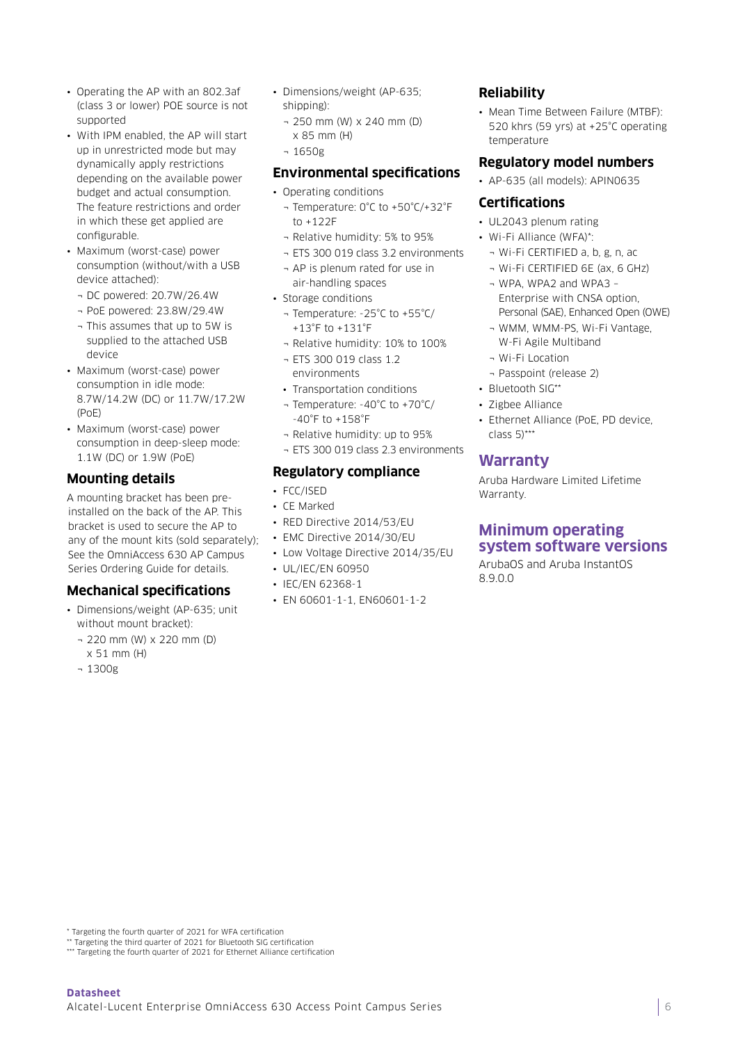- Operating the AP with an 802.3af (class 3 or lower) POE source is not supported
- With IPM enabled, the AP will start up in unrestricted mode but may dynamically apply restrictions depending on the available power budget and actual consumption. The feature restrictions and order in which these get applied are configurable.
- Maximum (worst-case) power consumption (without/with a USB device attached):
  - DC powered: 20.7W/26.4W
  - PoE powered: 23.8W/29.4W
  - This assumes that up to 5W is supplied to the attached USB device
- Maximum (worst-case) power consumption in idle mode: 8.7W/14.2W (DC) or 11.7W/17.2W (PoE)
- Maximum (worst-case) power consumption in deep-sleep mode: 1.1W (DC) or 1.9W (PoE)

## Mounting details

A mounting bracket has been pre-installed on the back of the AP. This bracket is used to secure the AP to any of the mount kits (sold separately); See the OmniAccess 630 AP Campus Series Ordering Guide for details.

## Mechanical specifications

- Dimensions/weight (AP-635; unit without mount bracket):
  - 220 mm (W) x 220 mm (D) x 51 mm (H)
  - 1300g
- Dimensions/weight (AP-635; shipping):
  - 250 mm (W) x 240 mm (D) x 85 mm (H)
  - 1650g

## Environmental specifications

- Operating conditions
  - Temperature: 0°C to +50°C/+32°F to +122F
  - Relative humidity: 5% to 95%
  - ETS 300 019 class 3.2 environments
  - AP is plenum rated for use in air-handling spaces
- Storage conditions
  - Temperature: -25°C to +55°C/ +13°F to +131°F
  - Relative humidity: 10% to 100%
  - ETS 300 019 class 1.2 environments
  - Transportation conditions
  - Temperature: -40°C to +70°C/ -40°F to +158°F
  - Relative humidity: up to 95%
  - ETS 300 019 class 2.3 environments

## Regulatory compliance

- FCC/ISED
- CE Marked
- RED Directive 2014/53/EU
- EMC Directive 2014/30/EU
- Low Voltage Directive 2014/35/EU
- UL/IEC/EN 60950
- IEC/EN 62368-1
- EN 60601-1-1, EN60601-1-2

## Reliability

- Mean Time Between Failure (MTBF): 520 khrs (59 yrs) at +25°C operating temperature

## Regulatory model numbers

- AP-635 (all models): APIN0635

## Certifications

- UL2043 plenum rating
- Wi-Fi Alliance (WFA)*:
  - Wi-Fi CERTIFIED a, b, g, n, ac
  - Wi-Fi CERTIFIED 6E (ax, 6 GHz)
  - WPA, WPA2 and WPA3 – Enterprise with CNSA option, Personal (SAE), Enhanced Open (OWE)
  - WMM, WMM-PS, Wi-Fi Vantage, W-Fi Agile Multiband
  - Wi-Fi Location
  - Passpoint (release 2)
- Bluetooth SIG**
- Zigbee Alliance
- Ethernet Alliance (PoE, PD device, class 5)***

## Warranty

Aruba Hardware Limited Lifetime Warranty.

## Minimum operating system software versions

ArubaOS and Aruba InstantOS 8.9.0.0

\* Targeting the fourth quarter of 2021 for WFA certification
** Targeting the third quarter of 2021 for Bluetooth SIG certification
*** Targeting the fourth quarter of 2021 for Ethernet Alliance certification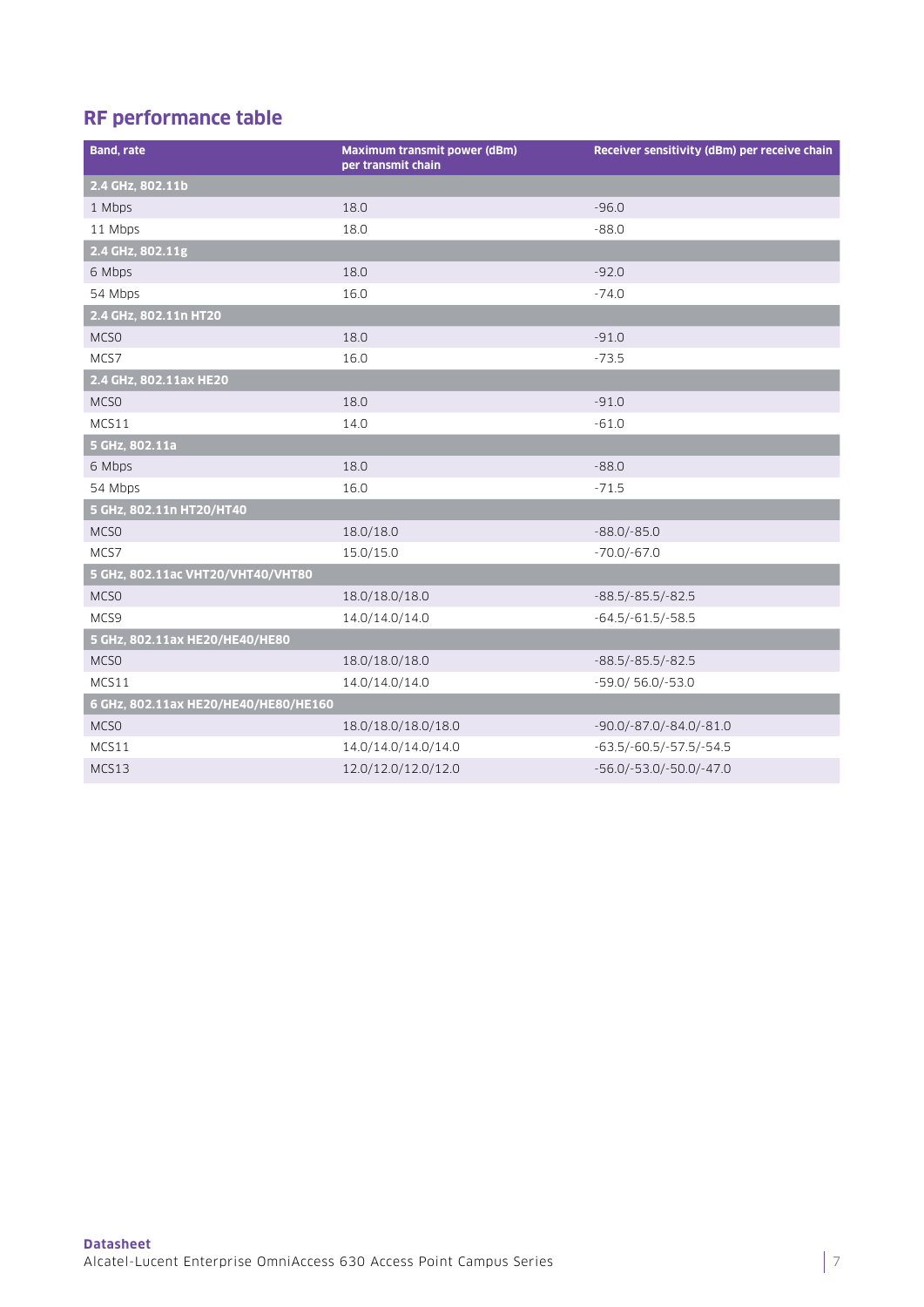## RF performance table

| Band, rate | Maximum transmit power (dBm) per transmit chain | Receiver sensitivity (dBm) per receive chain |
|---|---|---|
| **2.4 GHz, 802.11b** | | |
| 1 Mbps | 18.0 | -96.0 |
| 11 Mbps | 18.0 | -88.0 |
| **2.4 GHz, 802.11g** | | |
| 6 Mbps | 18.0 | -92.0 |
| 54 Mbps | 16.0 | -74.0 |
| **2.4 GHz, 802.11n HT20** | | |
| MCS0 | 18.0 | -91.0 |
| MCS7 | 16.0 | -73.5 |
| **2.4 GHz, 802.11ax HE20** | | |
| MCS0 | 18.0 | -91.0 |
| MCS11 | 14.0 | -61.0 |
| **5 GHz, 802.11a** | | |
| 6 Mbps | 18.0 | -88.0 |
| 54 Mbps | 16.0 | -71.5 |
| **5 GHz, 802.11n HT20/HT40** | | |
| MCS0 | 18.0/18.0 | -88.0/-85.0 |
| MCS7 | 15.0/15.0 | -70.0/-67.0 |
| **5 GHz, 802.11ac VHT20/VHT40/VHT80** | | |
| MCS0 | 18.0/18.0/18.0 | -88.5/-85.5/-82.5 |
| MCS9 | 14.0/14.0/14.0 | -64.5/-61.5/-58.5 |
| **5 GHz, 802.11ax HE20/HE40/HE80** | | |
| MCS0 | 18.0/18.0/18.0 | -88.5/-85.5/-82.5 |
| MCS11 | 14.0/14.0/14.0 | -59.0/ 56.0/-53.0 |
| **6 GHz, 802.11ax HE20/HE40/HE80/HE160** | | |
| MCS0 | 18.0/18.0/18.0/18.0 | -90.0/-87.0/-84.0/-81.0 |
| MCS11 | 14.0/14.0/14.0/14.0 | -63.5/-60.5/-57.5/-54.5 |
| MCS13 | 12.0/12.0/12.0/12.0 | -56.0/-53.0/-50.0/-47.0 |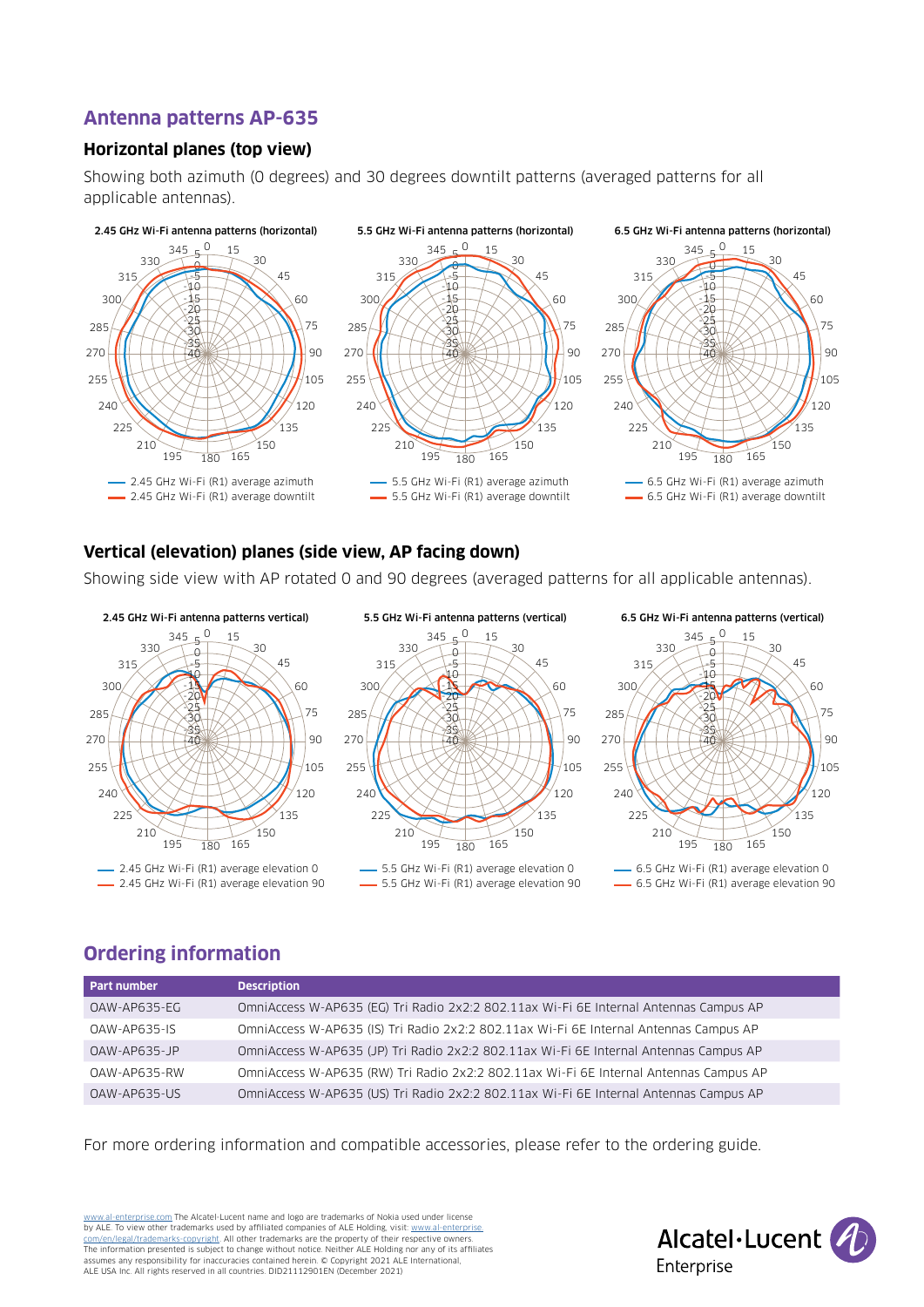## Antenna patterns AP-635

### Horizontal planes (top view)

Showing both azimuth (0 degrees) and 30 degrees downtilt patterns (averaged patterns for all applicable antennas).

2.45 GHz Wi-Fi antenna patterns (horizontal)

2.45 GHz Wi-Fi (R1) average azimuth
2.45 GHz Wi-Fi (R1) average downtilt

5.5 GHz Wi-Fi antenna patterns (horizontal)

5.5 GHz Wi-Fi (R1) average azimuth
5.5 GHz Wi-Fi (R1) average downtilt

6.5 GHz Wi-Fi antenna patterns (horizontal)

6.5 GHz Wi-Fi (R1) average azimuth
6.5 GHz Wi-Fi (R1) average downtilt

### Vertical (elevation) planes (side view, AP facing down)

Showing side view with AP rotated 0 and 90 degrees (averaged patterns for all applicable antennas).

2.45 GHz Wi-Fi antenna patterns vertical)

2.45 GHz Wi-Fi (R1) average elevation 0
2.45 GHz Wi-Fi (R1) average elevation 90

5.5 GHz Wi-Fi antenna patterns (vertical)

5.5 GHz Wi-Fi (R1) average elevation 0
5.5 GHz Wi-Fi (R1) average elevation 90

6.5 GHz Wi-Fi antenna patterns (vertical)

6.5 GHz Wi-Fi (R1) average elevation 0
6.5 GHz Wi-Fi (R1) average elevation 90

## Ordering information

| Part number | Description |
|---|---|
| OAW-AP635-EG | OmniAccess W-AP635 (EG) Tri Radio 2x2:2 802.11ax Wi-Fi 6E Internal Antennas Campus AP |
| OAW-AP635-IS | OmniAccess W-AP635 (IS) Tri Radio 2x2:2 802.11ax Wi-Fi 6E Internal Antennas Campus AP |
| OAW-AP635-JP | OmniAccess W-AP635 (JP) Tri Radio 2x2:2 802.11ax Wi-Fi 6E Internal Antennas Campus AP |
| OAW-AP635-RW | OmniAccess W-AP635 (RW) Tri Radio 2x2:2 802.11ax Wi-Fi 6E Internal Antennas Campus AP |
| OAW-AP635-US | OmniAccess W-AP635 (US) Tri Radio 2x2:2 802.11ax Wi-Fi 6E Internal Antennas Campus AP |

For more ordering information and compatible accessories, please refer to the ordering guide.

www.al-enterprise.com The Alcatel-Lucent name and logo are trademarks of Nokia used under license by ALE. To view other trademarks used by affiliated companies of ALE Holding, visit: www.al-enterprise.com/en/legal/trademarks-copyright. All other trademarks are the property of their respective owners. The information presented is subject to change without notice. Neither ALE Holding nor any of its affiliates assumes any responsibility for inaccuracies contained herein. © Copyright 2021 ALE International, ALE USA Inc. All rights reserved in all countries. DID21112901EN (December 2021)

Alcatel·Lucent Enterprise